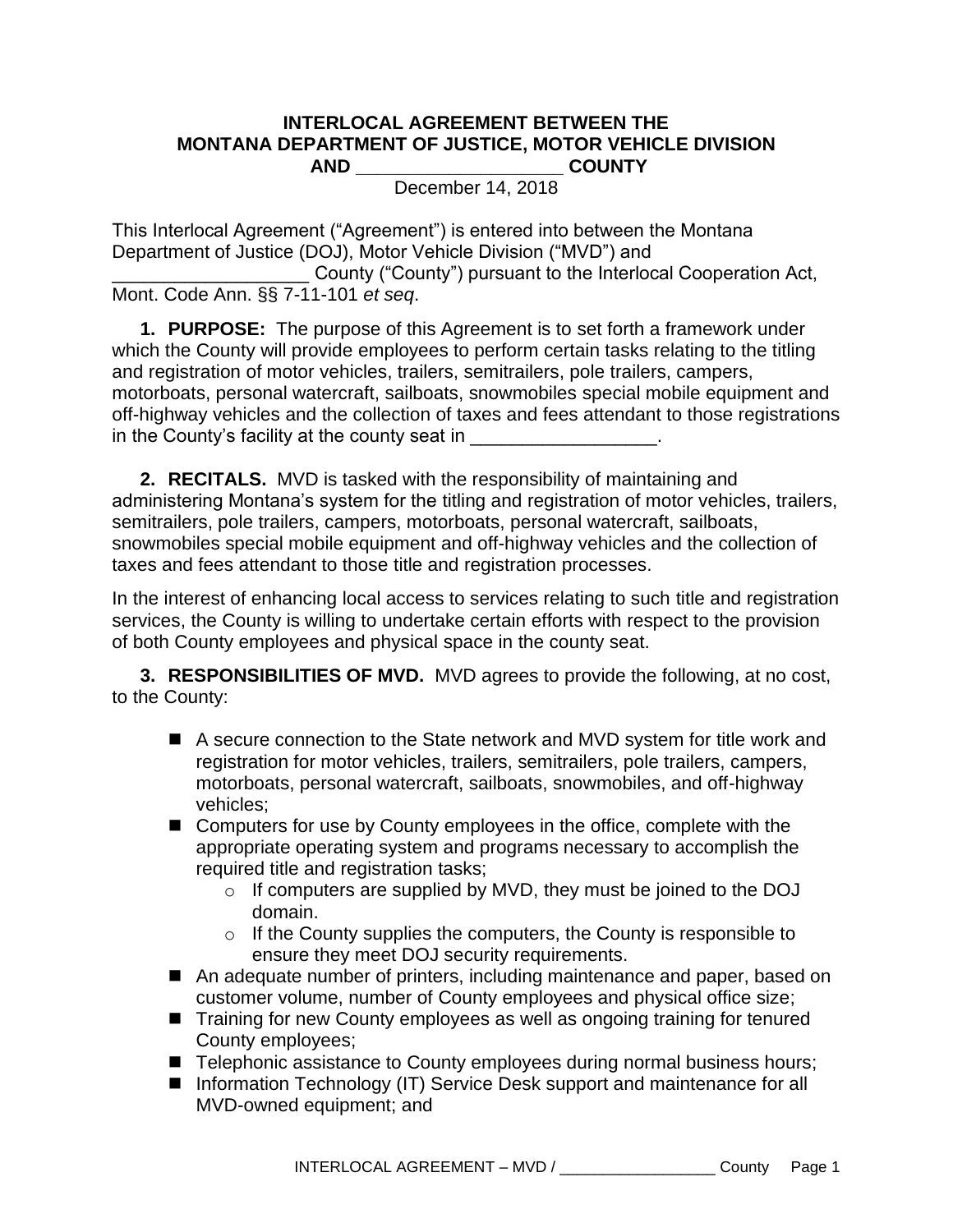# INTERLOCAL AGREEMENT BETWEEN THE MONTANA DEPARTMENT OF JUSTICE, MOTOR VEHICLE DIVISION AND ___________________ COUNTY

December 14, 2018

This Interlocal Agreement ("Agreement") is entered into between the Montana Department of Justice (DOJ), Motor Vehicle Division ("MVD") and ___________________ County ("County") pursuant to the Interlocal Cooperation Act, Mont. Code Ann. §§ 7-11-101 *et seq*.

**1. PURPOSE:** The purpose of this Agreement is to set forth a framework under which the County will provide employees to perform certain tasks relating to the titling and registration of motor vehicles, trailers, semitrailers, pole trailers, campers, motorboats, personal watercraft, sailboats, snowmobiles special mobile equipment and off-highway vehicles and the collection of taxes and fees attendant to those registrations in the County's facility at the county seat in __________________.

**2. RECITALS.** MVD is tasked with the responsibility of maintaining and administering Montana's system for the titling and registration of motor vehicles, trailers, semitrailers, pole trailers, campers, motorboats, personal watercraft, sailboats, snowmobiles special mobile equipment and off-highway vehicles and the collection of taxes and fees attendant to those title and registration processes.

In the interest of enhancing local access to services relating to such title and registration services, the County is willing to undertake certain efforts with respect to the provision of both County employees and physical space in the county seat.

**3. RESPONSIBILITIES OF MVD.** MVD agrees to provide the following, at no cost, to the County:

- A secure connection to the State network and MVD system for title work and registration for motor vehicles, trailers, semitrailers, pole trailers, campers, motorboats, personal watercraft, sailboats, snowmobiles, and off-highway vehicles;
- Computers for use by County employees in the office, complete with the appropriate operating system and programs necessary to accomplish the required title and registration tasks;
  - If computers are supplied by MVD, they must be joined to the DOJ domain.
  - If the County supplies the computers, the County is responsible to ensure they meet DOJ security requirements.
- An adequate number of printers, including maintenance and paper, based on customer volume, number of County employees and physical office size;
- Training for new County employees as well as ongoing training for tenured County employees;
- Telephonic assistance to County employees during normal business hours;
- Information Technology (IT) Service Desk support and maintenance for all MVD-owned equipment; and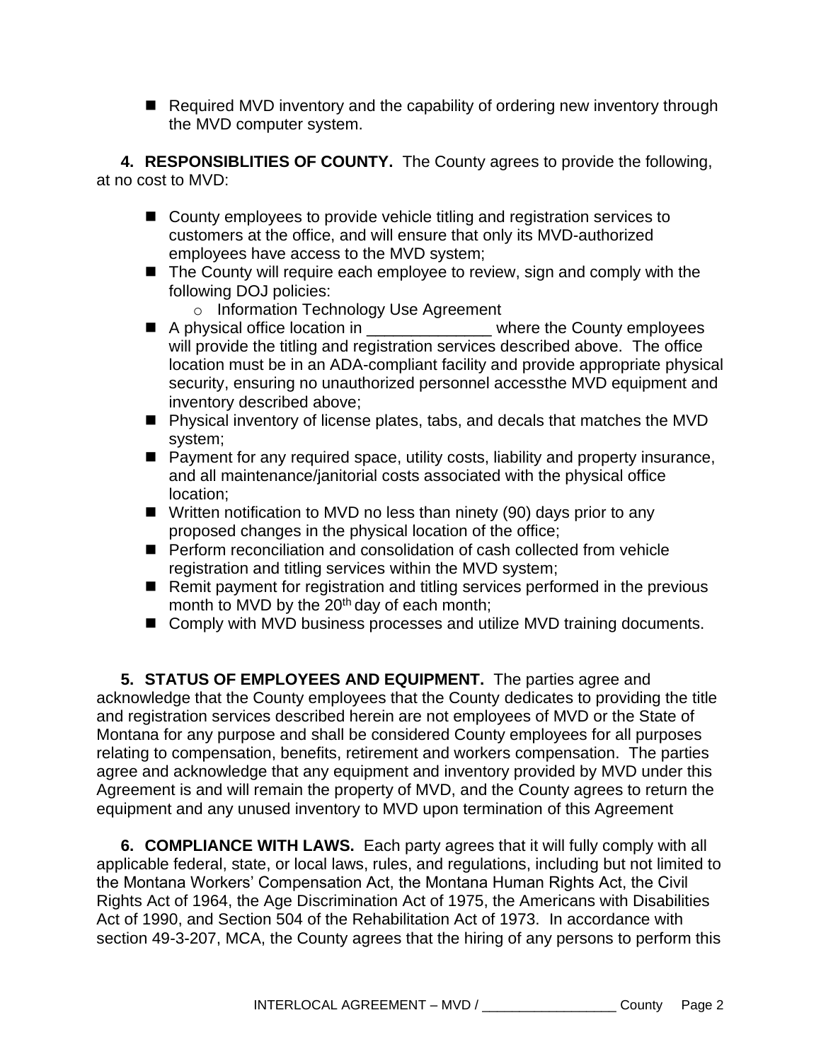- Required MVD inventory and the capability of ordering new inventory through the MVD computer system.

**4. RESPONSIBLITIES OF COUNTY.** The County agrees to provide the following, at no cost to MVD:

- County employees to provide vehicle titling and registration services to customers at the office, and will ensure that only its MVD-authorized employees have access to the MVD system;
- The County will require each employee to review, sign and comply with the following DOJ policies:
  - Information Technology Use Agreement
- A physical office location in ______________ where the County employees will provide the titling and registration services described above. The office location must be in an ADA-compliant facility and provide appropriate physical security, ensuring no unauthorized personnel accessthe MVD equipment and inventory described above;
- Physical inventory of license plates, tabs, and decals that matches the MVD system;
- Payment for any required space, utility costs, liability and property insurance, and all maintenance/janitorial costs associated with the physical office location;
- Written notification to MVD no less than ninety (90) days prior to any proposed changes in the physical location of the office;
- Perform reconciliation and consolidation of cash collected from vehicle registration and titling services within the MVD system;
- Remit payment for registration and titling services performed in the previous month to MVD by the 20th day of each month;
- Comply with MVD business processes and utilize MVD training documents.

**5. STATUS OF EMPLOYEES AND EQUIPMENT.** The parties agree and acknowledge that the County employees that the County dedicates to providing the title and registration services described herein are not employees of MVD or the State of Montana for any purpose and shall be considered County employees for all purposes relating to compensation, benefits, retirement and workers compensation. The parties agree and acknowledge that any equipment and inventory provided by MVD under this Agreement is and will remain the property of MVD, and the County agrees to return the equipment and any unused inventory to MVD upon termination of this Agreement

**6. COMPLIANCE WITH LAWS.** Each party agrees that it will fully comply with all applicable federal, state, or local laws, rules, and regulations, including but not limited to the Montana Workers' Compensation Act, the Montana Human Rights Act, the Civil Rights Act of 1964, the Age Discrimination Act of 1975, the Americans with Disabilities Act of 1990, and Section 504 of the Rehabilitation Act of 1973. In accordance with section 49-3-207, MCA, the County agrees that the hiring of any persons to perform this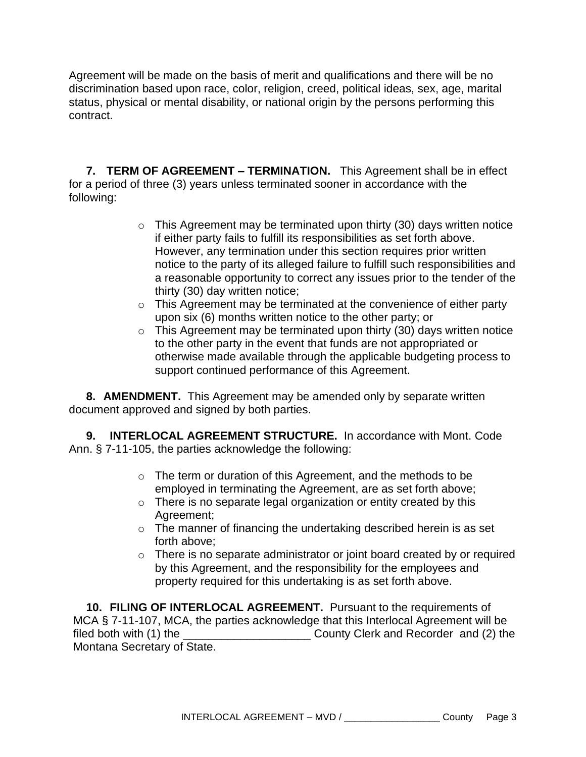Agreement will be made on the basis of merit and qualifications and there will be no discrimination based upon race, color, religion, creed, political ideas, sex, age, marital status, physical or mental disability, or national origin by the persons performing this contract.

**7. TERM OF AGREEMENT – TERMINATION.** This Agreement shall be in effect for a period of three (3) years unless terminated sooner in accordance with the following:

- This Agreement may be terminated upon thirty (30) days written notice if either party fails to fulfill its responsibilities as set forth above. However, any termination under this section requires prior written notice to the party of its alleged failure to fulfill such responsibilities and a reasonable opportunity to correct any issues prior to the tender of the thirty (30) day written notice;
- This Agreement may be terminated at the convenience of either party upon six (6) months written notice to the other party; or
- This Agreement may be terminated upon thirty (30) days written notice to the other party in the event that funds are not appropriated or otherwise made available through the applicable budgeting process to support continued performance of this Agreement.

**8. AMENDMENT.** This Agreement may be amended only by separate written document approved and signed by both parties.

**9. INTERLOCAL AGREEMENT STRUCTURE.** In accordance with Mont. Code Ann. § 7-11-105, the parties acknowledge the following:

- The term or duration of this Agreement, and the methods to be employed in terminating the Agreement, are as set forth above;
- There is no separate legal organization or entity created by this Agreement;
- The manner of financing the undertaking described herein is as set forth above;
- There is no separate administrator or joint board created by or required by this Agreement, and the responsibility for the employees and property required for this undertaking is as set forth above.

**10. FILING OF INTERLOCAL AGREEMENT.** Pursuant to the requirements of MCA § 7-11-107, MCA, the parties acknowledge that this Interlocal Agreement will be filed both with (1) the ____________________ County Clerk and Recorder and (2) the Montana Secretary of State.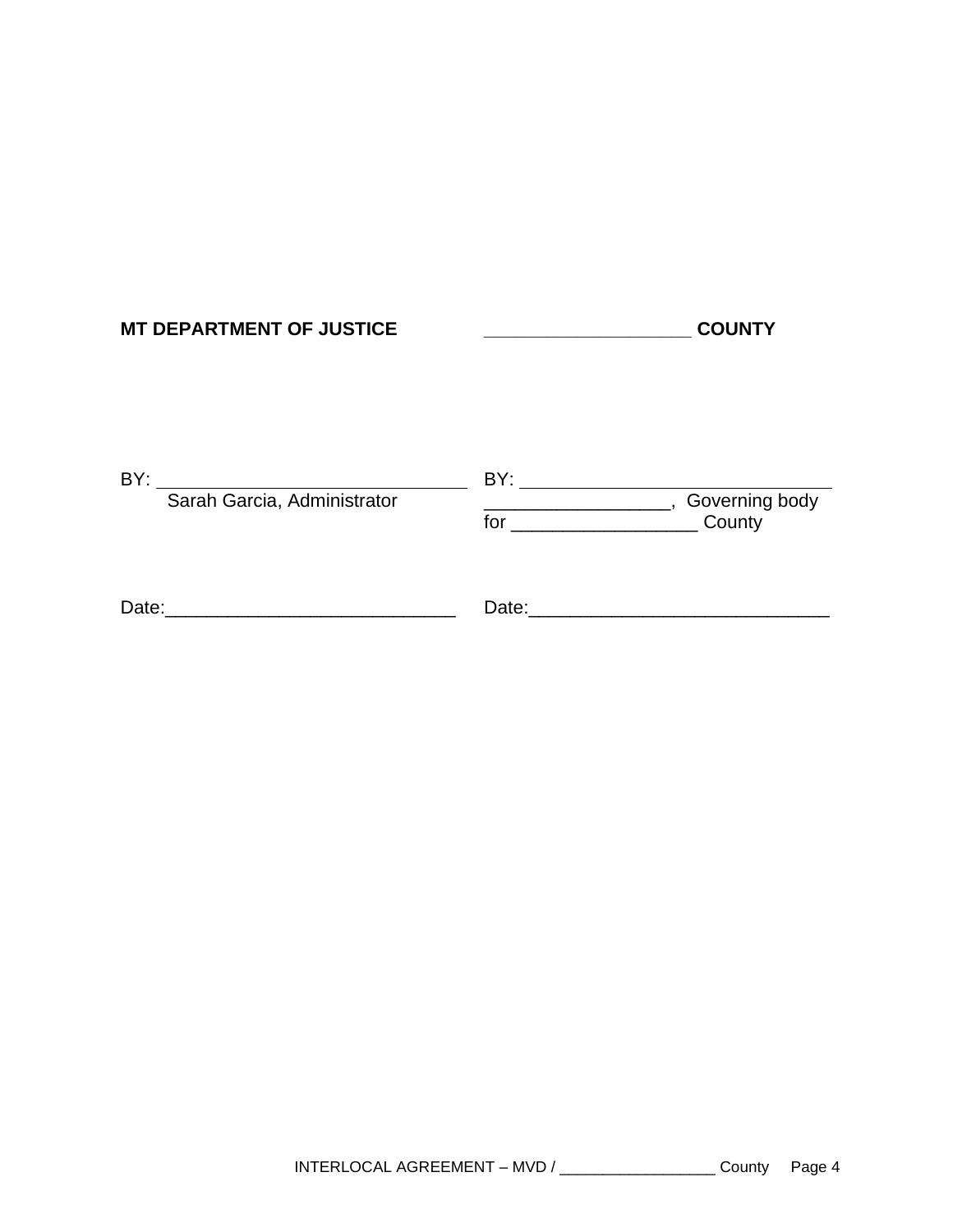| **MT DEPARTMENT OF JUSTICE** | **\_\_\_\_\_\_\_\_\_\_\_\_\_\_\_\_\_\_\_\_ COUNTY** |
|---|---|
| BY: \_\_\_\_\_\_\_\_\_\_\_\_\_\_\_\_\_\_\_\_\_\_\_\_\_\_\_\_\_\_ | BY: \_\_\_\_\_\_\_\_\_\_\_\_\_\_\_\_\_\_\_\_\_\_\_\_\_\_\_\_\_\_ |
| Sarah Garcia, Administrator | \_\_\_\_\_\_\_\_\_\_\_\_\_\_\_\_\_\_, Governing body for \_\_\_\_\_\_\_\_\_\_\_\_\_\_\_\_\_\_ County |
| Date:\_\_\_\_\_\_\_\_\_\_\_\_\_\_\_\_\_\_\_\_\_\_\_\_\_\_\_\_ | Date:\_\_\_\_\_\_\_\_\_\_\_\_\_\_\_\_\_\_\_\_\_\_\_\_\_\_\_\_\_ |